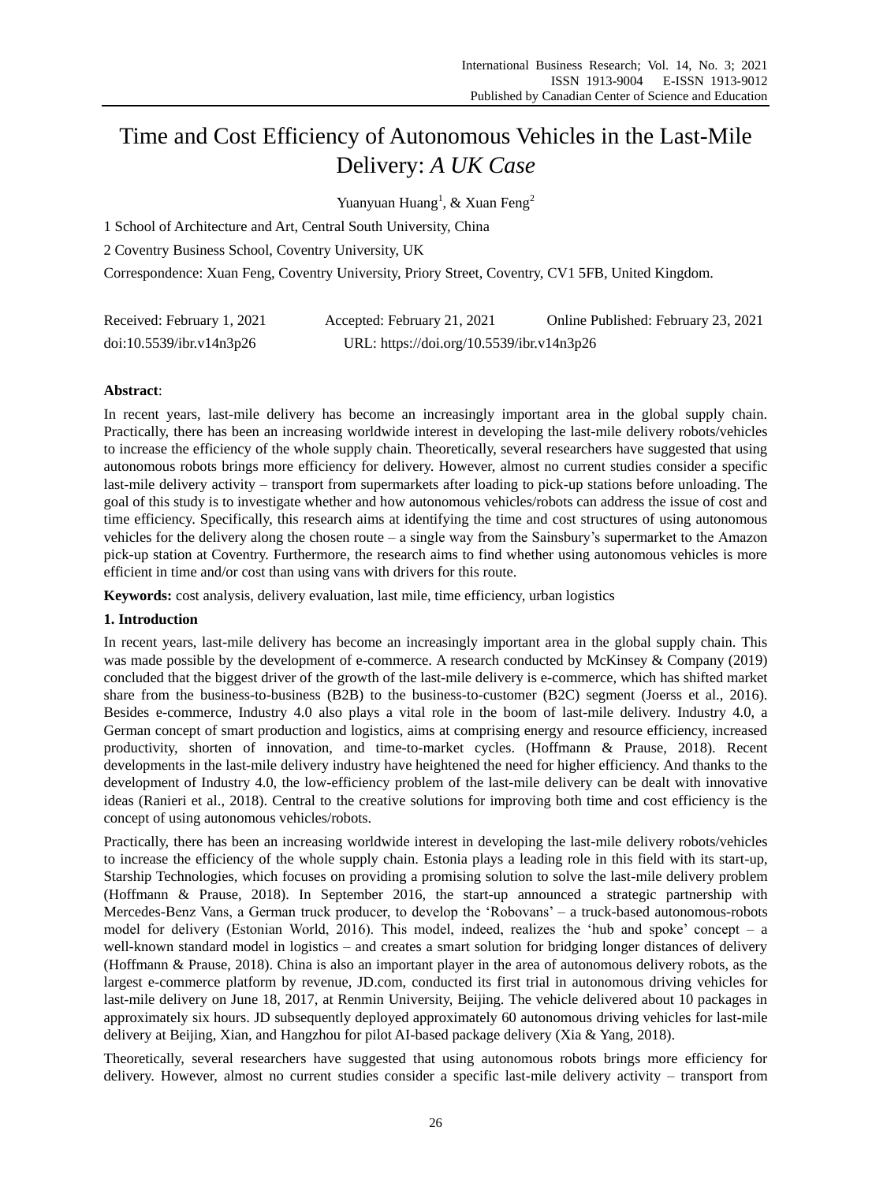# Time and Cost Efficiency of Autonomous Vehicles in the Last-Mile Delivery: *A UK Case*

Yuanyuan Huang[1], & Xuan Feng[2]

1 School of Architecture and Art, Central South University, China

2 Coventry Business School, Coventry University, UK

Correspondence: Xuan Feng, Coventry University, Priory Street, Coventry, CV1 5FB, United Kingdom.

Received: February 1, 2021  Accepted: February 21, 2021  Online Published: February 23, 2021

doi:10.5539/ibr.v14n3p26  URL: https://doi.org/10.5539/ibr.v14n3p26

**Abstract**:

In recent years, last-mile delivery has become an increasingly important area in the global supply chain. Practically, there has been an increasing worldwide interest in developing the last-mile delivery robots/vehicles to increase the efficiency of the whole supply chain. Theoretically, several researchers have suggested that using autonomous robots brings more efficiency for delivery. However, almost no current studies consider a specific last-mile delivery activity – transport from supermarkets after loading to pick-up stations before unloading. The goal of this study is to investigate whether and how autonomous vehicles/robots can address the issue of cost and time efficiency. Specifically, this research aims at identifying the time and cost structures of using autonomous vehicles for the delivery along the chosen route – a single way from the Sainsbury's supermarket to the Amazon pick-up station at Coventry. Furthermore, the research aims to find whether using autonomous vehicles is more efficient in time and/or cost than using vans with drivers for this route.

**Keywords:** cost analysis, delivery evaluation, last mile, time efficiency, urban logistics

## 1. Introduction

In recent years, last-mile delivery has become an increasingly important area in the global supply chain. This was made possible by the development of e-commerce. A research conducted by McKinsey & Company (2019) concluded that the biggest driver of the growth of the last-mile delivery is e-commerce, which has shifted market share from the business-to-business (B2B) to the business-to-customer (B2C) segment (Joerss et al., 2016). Besides e-commerce, Industry 4.0 also plays a vital role in the boom of last-mile delivery. Industry 4.0, a German concept of smart production and logistics, aims at comprising energy and resource efficiency, increased productivity, shorten of innovation, and time-to-market cycles. (Hoffmann & Prause, 2018). Recent developments in the last-mile delivery industry have heightened the need for higher efficiency. And thanks to the development of Industry 4.0, the low-efficiency problem of the last-mile delivery can be dealt with innovative ideas (Ranieri et al., 2018). Central to the creative solutions for improving both time and cost efficiency is the concept of using autonomous vehicles/robots.

Practically, there has been an increasing worldwide interest in developing the last-mile delivery robots/vehicles to increase the efficiency of the whole supply chain. Estonia plays a leading role in this field with its start-up, Starship Technologies, which focuses on providing a promising solution to solve the last-mile delivery problem (Hoffmann & Prause, 2018). In September 2016, the start-up announced a strategic partnership with Mercedes-Benz Vans, a German truck producer, to develop the 'Robovans' – a truck-based autonomous-robots model for delivery (Estonian World, 2016). This model, indeed, realizes the 'hub and spoke' concept – a well-known standard model in logistics – and creates a smart solution for bridging longer distances of delivery (Hoffmann & Prause, 2018). China is also an important player in the area of autonomous delivery robots, as the largest e-commerce platform by revenue, JD.com, conducted its first trial in autonomous driving vehicles for last-mile delivery on June 18, 2017, at Renmin University, Beijing. The vehicle delivered about 10 packages in approximately six hours. JD subsequently deployed approximately 60 autonomous driving vehicles for last-mile delivery at Beijing, Xian, and Hangzhou for pilot AI-based package delivery (Xia & Yang, 2018).

Theoretically, several researchers have suggested that using autonomous robots brings more efficiency for delivery. However, almost no current studies consider a specific last-mile delivery activity – transport from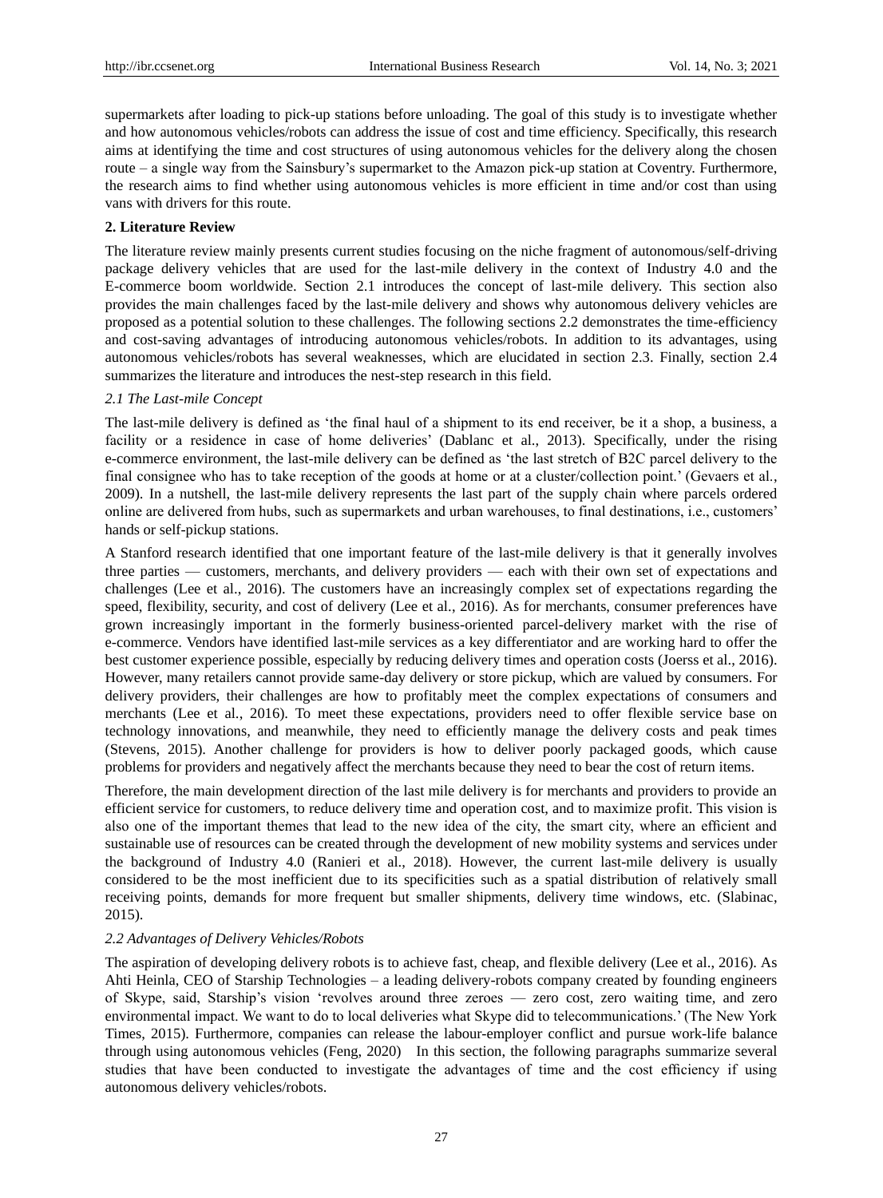supermarkets after loading to pick-up stations before unloading. The goal of this study is to investigate whether and how autonomous vehicles/robots can address the issue of cost and time efficiency. Specifically, this research aims at identifying the time and cost structures of using autonomous vehicles for the delivery along the chosen route – a single way from the Sainsbury's supermarket to the Amazon pick-up station at Coventry. Furthermore, the research aims to find whether using autonomous vehicles is more efficient in time and/or cost than using vans with drivers for this route.

## 2. Literature Review

The literature review mainly presents current studies focusing on the niche fragment of autonomous/self-driving package delivery vehicles that are used for the last-mile delivery in the context of Industry 4.0 and the E-commerce boom worldwide. Section 2.1 introduces the concept of last-mile delivery. This section also provides the main challenges faced by the last-mile delivery and shows why autonomous delivery vehicles are proposed as a potential solution to these challenges. The following sections 2.2 demonstrates the time-efficiency and cost-saving advantages of introducing autonomous vehicles/robots. In addition to its advantages, using autonomous vehicles/robots has several weaknesses, which are elucidated in section 2.3. Finally, section 2.4 summarizes the literature and introduces the nest-step research in this field.

### *2.1 The Last-mile Concept*

The last-mile delivery is defined as 'the final haul of a shipment to its end receiver, be it a shop, a business, a facility or a residence in case of home deliveries' (Dablanc et al., 2013). Specifically, under the rising e-commerce environment, the last-mile delivery can be defined as 'the last stretch of B2C parcel delivery to the final consignee who has to take reception of the goods at home or at a cluster/collection point.' (Gevaers et al., 2009). In a nutshell, the last-mile delivery represents the last part of the supply chain where parcels ordered online are delivered from hubs, such as supermarkets and urban warehouses, to final destinations, i.e., customers' hands or self-pickup stations.

A Stanford research identified that one important feature of the last-mile delivery is that it generally involves three parties — customers, merchants, and delivery providers — each with their own set of expectations and challenges (Lee et al., 2016). The customers have an increasingly complex set of expectations regarding the speed, flexibility, security, and cost of delivery (Lee et al., 2016). As for merchants, consumer preferences have grown increasingly important in the formerly business-oriented parcel-delivery market with the rise of e-commerce. Vendors have identified last-mile services as a key differentiator and are working hard to offer the best customer experience possible, especially by reducing delivery times and operation costs (Joerss et al., 2016). However, many retailers cannot provide same-day delivery or store pickup, which are valued by consumers. For delivery providers, their challenges are how to profitably meet the complex expectations of consumers and merchants (Lee et al., 2016). To meet these expectations, providers need to offer flexible service base on technology innovations, and meanwhile, they need to efficiently manage the delivery costs and peak times (Stevens, 2015). Another challenge for providers is how to deliver poorly packaged goods, which cause problems for providers and negatively affect the merchants because they need to bear the cost of return items.

Therefore, the main development direction of the last mile delivery is for merchants and providers to provide an efficient service for customers, to reduce delivery time and operation cost, and to maximize profit. This vision is also one of the important themes that lead to the new idea of the city, the smart city, where an efficient and sustainable use of resources can be created through the development of new mobility systems and services under the background of Industry 4.0 (Ranieri et al., 2018). However, the current last-mile delivery is usually considered to be the most inefficient due to its specificities such as a spatial distribution of relatively small receiving points, demands for more frequent but smaller shipments, delivery time windows, etc. (Slabinac, 2015).

### *2.2 Advantages of Delivery Vehicles/Robots*

The aspiration of developing delivery robots is to achieve fast, cheap, and flexible delivery (Lee et al., 2016). As Ahti Heinla, CEO of Starship Technologies – a leading delivery-robots company created by founding engineers of Skype, said, Starship's vision 'revolves around three zeroes — zero cost, zero waiting time, and zero environmental impact. We want to do to local deliveries what Skype did to telecommunications.' (The New York Times, 2015). Furthermore, companies can release the labour-employer conflict and pursue work-life balance through using autonomous vehicles (Feng, 2020) In this section, the following paragraphs summarize several studies that have been conducted to investigate the advantages of time and the cost efficiency if using autonomous delivery vehicles/robots.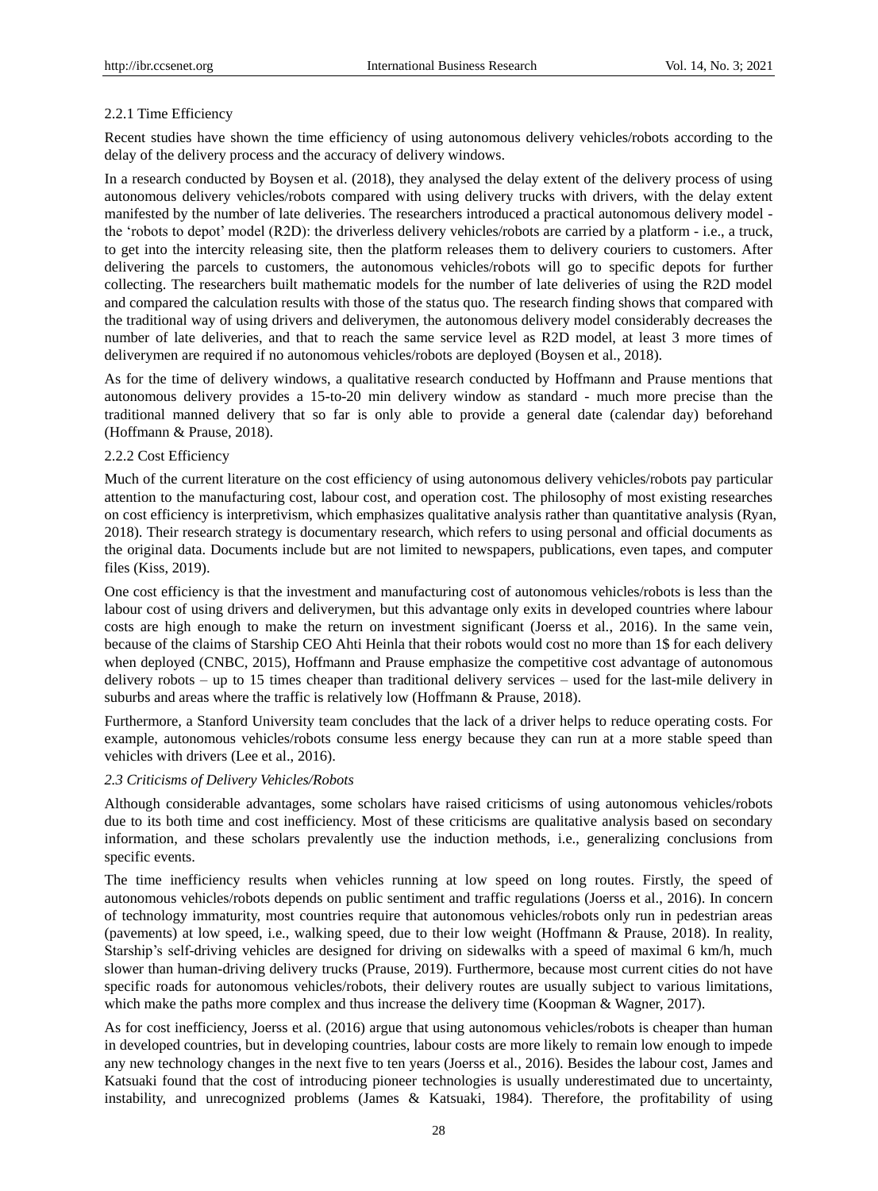#### 2.2.1 Time Efficiency

Recent studies have shown the time efficiency of using autonomous delivery vehicles/robots according to the delay of the delivery process and the accuracy of delivery windows.

In a research conducted by Boysen et al. (2018), they analysed the delay extent of the delivery process of using autonomous delivery vehicles/robots compared with using delivery trucks with drivers, with the delay extent manifested by the number of late deliveries. The researchers introduced a practical autonomous delivery model - the 'robots to depot' model (R2D): the driverless delivery vehicles/robots are carried by a platform - i.e., a truck, to get into the intercity releasing site, then the platform releases them to delivery couriers to customers. After delivering the parcels to customers, the autonomous vehicles/robots will go to specific depots for further collecting. The researchers built mathematic models for the number of late deliveries of using the R2D model and compared the calculation results with those of the status quo. The research finding shows that compared with the traditional way of using drivers and deliverymen, the autonomous delivery model considerably decreases the number of late deliveries, and that to reach the same service level as R2D model, at least 3 more times of deliverymen are required if no autonomous vehicles/robots are deployed (Boysen et al., 2018).

As for the time of delivery windows, a qualitative research conducted by Hoffmann and Prause mentions that autonomous delivery provides a 15-to-20 min delivery window as standard - much more precise than the traditional manned delivery that so far is only able to provide a general date (calendar day) beforehand (Hoffmann & Prause, 2018).

#### 2.2.2 Cost Efficiency

Much of the current literature on the cost efficiency of using autonomous delivery vehicles/robots pay particular attention to the manufacturing cost, labour cost, and operation cost. The philosophy of most existing researches on cost efficiency is interpretivism, which emphasizes qualitative analysis rather than quantitative analysis (Ryan, 2018). Their research strategy is documentary research, which refers to using personal and official documents as the original data. Documents include but are not limited to newspapers, publications, even tapes, and computer files (Kiss, 2019).

One cost efficiency is that the investment and manufacturing cost of autonomous vehicles/robots is less than the labour cost of using drivers and deliverymen, but this advantage only exits in developed countries where labour costs are high enough to make the return on investment significant (Joerss et al., 2016). In the same vein, because of the claims of Starship CEO Ahti Heinla that their robots would cost no more than 1$ for each delivery when deployed (CNBC, 2015), Hoffmann and Prause emphasize the competitive cost advantage of autonomous delivery robots – up to 15 times cheaper than traditional delivery services – used for the last-mile delivery in suburbs and areas where the traffic is relatively low (Hoffmann & Prause, 2018).

Furthermore, a Stanford University team concludes that the lack of a driver helps to reduce operating costs. For example, autonomous vehicles/robots consume less energy because they can run at a more stable speed than vehicles with drivers (Lee et al., 2016).

### *2.3 Criticisms of Delivery Vehicles/Robots*

Although considerable advantages, some scholars have raised criticisms of using autonomous vehicles/robots due to its both time and cost inefficiency. Most of these criticisms are qualitative analysis based on secondary information, and these scholars prevalently use the induction methods, i.e., generalizing conclusions from specific events.

The time inefficiency results when vehicles running at low speed on long routes. Firstly, the speed of autonomous vehicles/robots depends on public sentiment and traffic regulations (Joerss et al., 2016). In concern of technology immaturity, most countries require that autonomous vehicles/robots only run in pedestrian areas (pavements) at low speed, i.e., walking speed, due to their low weight (Hoffmann & Prause, 2018). In reality, Starship's self-driving vehicles are designed for driving on sidewalks with a speed of maximal 6 km/h, much slower than human-driving delivery trucks (Prause, 2019). Furthermore, because most current cities do not have specific roads for autonomous vehicles/robots, their delivery routes are usually subject to various limitations, which make the paths more complex and thus increase the delivery time (Koopman & Wagner, 2017).

As for cost inefficiency, Joerss et al. (2016) argue that using autonomous vehicles/robots is cheaper than human in developed countries, but in developing countries, labour costs are more likely to remain low enough to impede any new technology changes in the next five to ten years (Joerss et al., 2016). Besides the labour cost, James and Katsuaki found that the cost of introducing pioneer technologies is usually underestimated due to uncertainty, instability, and unrecognized problems (James & Katsuaki, 1984). Therefore, the profitability of using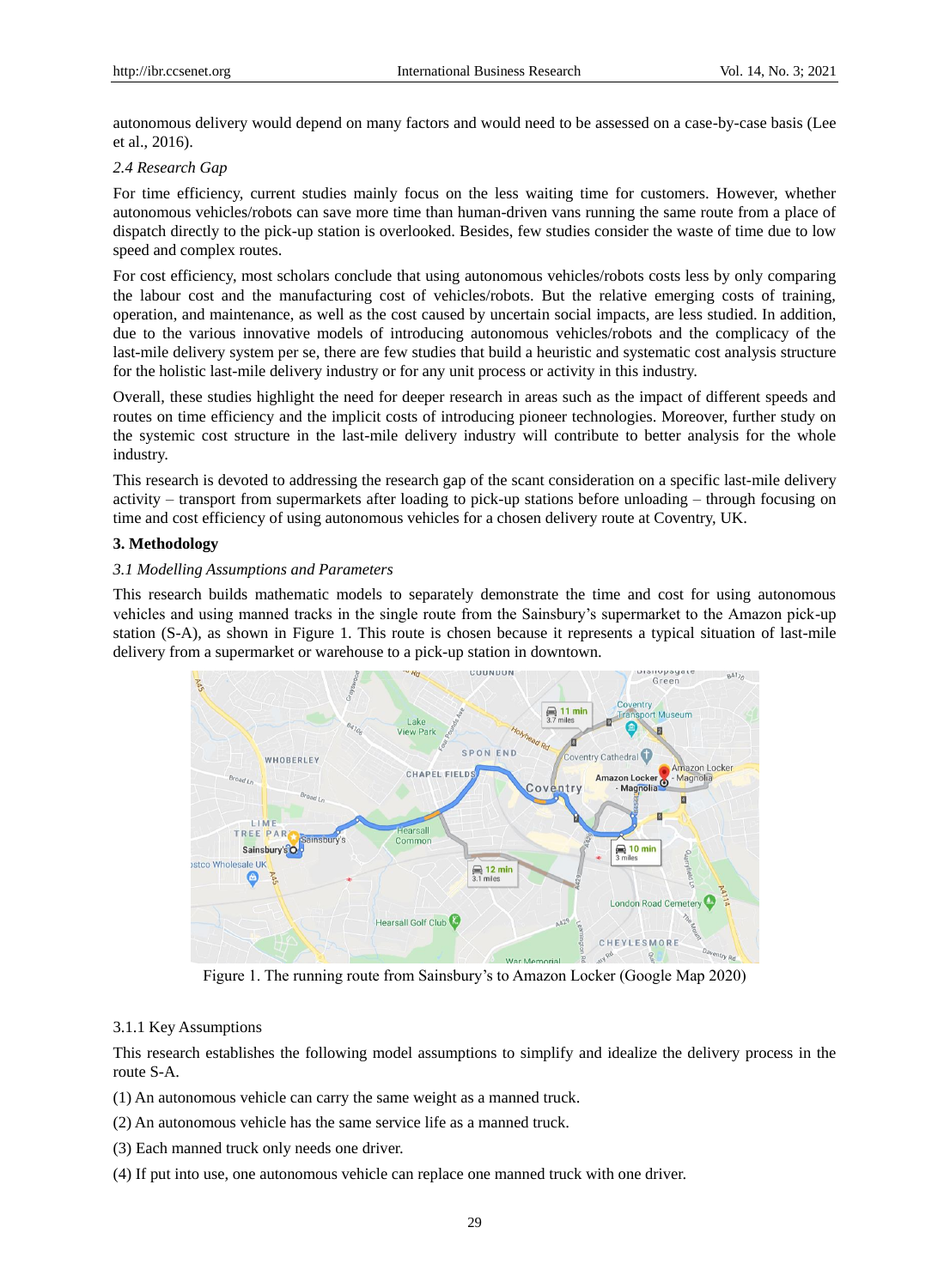autonomous delivery would depend on many factors and would need to be assessed on a case-by-case basis (Lee et al., 2016).

*2.4 Research Gap*

For time efficiency, current studies mainly focus on the less waiting time for customers. However, whether autonomous vehicles/robots can save more time than human-driven vans running the same route from a place of dispatch directly to the pick-up station is overlooked. Besides, few studies consider the waste of time due to low speed and complex routes.

For cost efficiency, most scholars conclude that using autonomous vehicles/robots costs less by only comparing the labour cost and the manufacturing cost of vehicles/robots. But the relative emerging costs of training, operation, and maintenance, as well as the cost caused by uncertain social impacts, are less studied. In addition, due to the various innovative models of introducing autonomous vehicles/robots and the complicacy of the last-mile delivery system per se, there are few studies that build a heuristic and systematic cost analysis structure for the holistic last-mile delivery industry or for any unit process or activity in this industry.

Overall, these studies highlight the need for deeper research in areas such as the impact of different speeds and routes on time efficiency and the implicit costs of introducing pioneer technologies. Moreover, further study on the systemic cost structure in the last-mile delivery industry will contribute to better analysis for the whole industry.

This research is devoted to addressing the research gap of the scant consideration on a specific last-mile delivery activity – transport from supermarkets after loading to pick-up stations before unloading – through focusing on time and cost efficiency of using autonomous vehicles for a chosen delivery route at Coventry, UK.

## 3. Methodology

*3.1 Modelling Assumptions and Parameters*

This research builds mathematic models to separately demonstrate the time and cost for using autonomous vehicles and using manned tracks in the single route from the Sainsbury's supermarket to the Amazon pick-up station (S-A), as shown in Figure 1. This route is chosen because it represents a typical situation of last-mile delivery from a supermarket or warehouse to a pick-up station in downtown.

Figure 1. The running route from Sainsbury's to Amazon Locker (Google Map 2020)

3.1.1 Key Assumptions

This research establishes the following model assumptions to simplify and idealize the delivery process in the route S-A.

(1) An autonomous vehicle can carry the same weight as a manned truck.

(2) An autonomous vehicle has the same service life as a manned truck.

(3) Each manned truck only needs one driver.

(4) If put into use, one autonomous vehicle can replace one manned truck with one driver.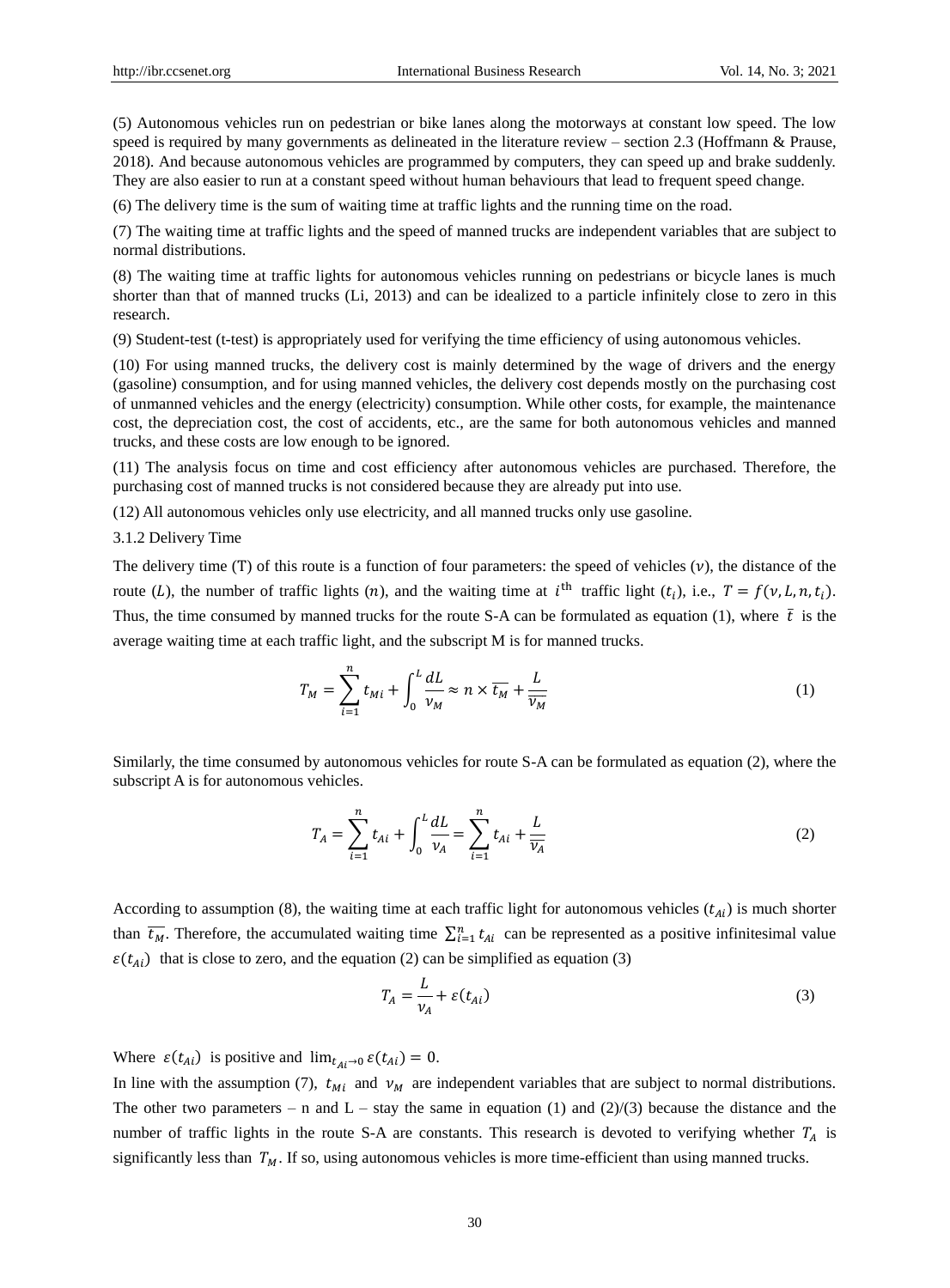(5) Autonomous vehicles run on pedestrian or bike lanes along the motorways at constant low speed. The low speed is required by many governments as delineated in the literature review – section 2.3 (Hoffmann & Prause, 2018). And because autonomous vehicles are programmed by computers, they can speed up and brake suddenly. They are also easier to run at a constant speed without human behaviours that lead to frequent speed change.

(6) The delivery time is the sum of waiting time at traffic lights and the running time on the road.

(7) The waiting time at traffic lights and the speed of manned trucks are independent variables that are subject to normal distributions.

(8) The waiting time at traffic lights for autonomous vehicles running on pedestrians or bicycle lanes is much shorter than that of manned trucks (Li, 2013) and can be idealized to a particle infinitely close to zero in this research.

(9) Student-test (t-test) is appropriately used for verifying the time efficiency of using autonomous vehicles.

(10) For using manned trucks, the delivery cost is mainly determined by the wage of drivers and the energy (gasoline) consumption, and for using manned vehicles, the delivery cost depends mostly on the purchasing cost of unmanned vehicles and the energy (electricity) consumption. While other costs, for example, the maintenance cost, the depreciation cost, the cost of accidents, etc., are the same for both autonomous vehicles and manned trucks, and these costs are low enough to be ignored.

(11) The analysis focus on time and cost efficiency after autonomous vehicles are purchased. Therefore, the purchasing cost of manned trucks is not considered because they are already put into use.

(12) All autonomous vehicles only use electricity, and all manned trucks only use gasoline.

3.1.2 Delivery Time

The delivery time (T) of this route is a function of four parameters: the speed of vehicles ($v$), the distance of the route ($L$), the number of traffic lights ($n$), and the waiting time at $i^{\text{th}}$ traffic light ($t_i$), i.e., $T = f(v, L, n, t_i)$. Thus, the time consumed by manned trucks for the route S-A can be formulated as equation (1), where $\bar{t}$ is the average waiting time at each traffic light, and the subscript M is for manned trucks.

$$T_M = \sum_{i=1}^{n} t_{Mi} + \int_0^L \frac{dL}{v_M} \approx n \times \overline{t_M} + \frac{L}{\overline{v_M}} \tag{1}$$

Similarly, the time consumed by autonomous vehicles for route S-A can be formulated as equation (2), where the subscript A is for autonomous vehicles.

$$T_A = \sum_{i=1}^{n} t_{Ai} + \int_0^L \frac{dL}{v_A} = \sum_{i=1}^{n} t_{Ai} + \frac{L}{\overline{v_A}} \tag{2}$$

According to assumption (8), the waiting time at each traffic light for autonomous vehicles ($t_{Ai}$) is much shorter than $\overline{t_M}$. Therefore, the accumulated waiting time $\sum_{i=1}^{n} t_{Ai}$ can be represented as a positive infinitesimal value $\varepsilon(t_{Ai})$ that is close to zero, and the equation (2) can be simplified as equation (3)

$$T_A = \frac{L}{v_A} + \varepsilon(t_{Ai}) \tag{3}$$

Where $\varepsilon(t_{Ai})$ is positive and $\lim_{t_{Ai} \to 0} \varepsilon(t_{Ai}) = 0$.

In line with the assumption (7), $t_{Mi}$ and $v_M$ are independent variables that are subject to normal distributions. The other two parameters – n and L – stay the same in equation (1) and (2)/(3) because the distance and the number of traffic lights in the route S-A are constants. This research is devoted to verifying whether $T_A$ is significantly less than $T_M$. If so, using autonomous vehicles is more time-efficient than using manned trucks.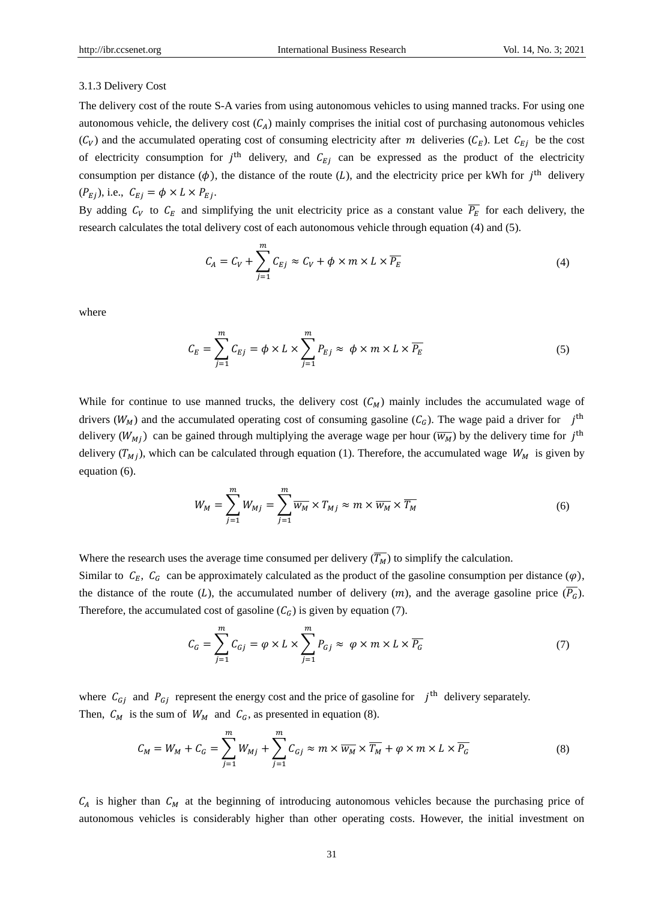### 3.1.3 Delivery Cost

The delivery cost of the route S-A varies from using autonomous vehicles to using manned tracks. For using one autonomous vehicle, the delivery cost ($C_A$) mainly comprises the initial cost of purchasing autonomous vehicles ($C_V$) and the accumulated operating cost of consuming electricity after $m$ deliveries ($C_E$). Let $C_{Ej}$ be the cost of electricity consumption for $j^{\text{th}}$ delivery, and $C_{Ej}$ can be expressed as the product of the electricity consumption per distance ($\phi$), the distance of the route ($L$), and the electricity price per kWh for $j^{\text{th}}$ delivery ($P_{Ej}$), i.e., $C_{Ej} = \phi \times L \times P_{Ej}$.

By adding $C_V$ to $C_E$ and simplifying the unit electricity price as a constant value $\overline{P_E}$ for each delivery, the research calculates the total delivery cost of each autonomous vehicle through equation (4) and (5).

$$C_A = C_V + \sum_{j=1}^{m} C_{Ej} \approx C_V + \phi \times m \times L \times \overline{P_E} \tag{4}$$

where

$$C_E = \sum_{j=1}^{m} C_{Ej} = \phi \times L \times \sum_{j=1}^{m} P_{Ej} \approx \phi \times m \times L \times \overline{P_E} \tag{5}$$

While for continue to use manned trucks, the delivery cost ($C_M$) mainly includes the accumulated wage of drivers ($W_M$) and the accumulated operating cost of consuming gasoline ($C_G$). The wage paid a driver for $j^{\text{th}}$ delivery ($W_{Mj}$) can be gained through multiplying the average wage per hour ($\overline{w_M}$) by the delivery time for $j^{\text{th}}$ delivery ($T_{Mj}$), which can be calculated through equation (1). Therefore, the accumulated wage $W_M$ is given by equation (6).

$$W_M = \sum_{j=1}^{m} W_{Mj} = \sum_{j=1}^{m} \overline{w_M} \times T_{Mj} \approx m \times \overline{w_M} \times \overline{T_M} \tag{6}$$

Where the research uses the average time consumed per delivery ($\overline{T_M}$) to simplify the calculation.

Similar to $C_E$, $C_G$ can be approximately calculated as the product of the gasoline consumption per distance ($\varphi$), the distance of the route ($L$), the accumulated number of delivery ($m$), and the average gasoline price ($\overline{P_G}$). Therefore, the accumulated cost of gasoline ($C_G$) is given by equation (7).

$$C_G = \sum_{j=1}^{m} C_{Gj} = \varphi \times L \times \sum_{j=1}^{m} P_{Gj} \approx \varphi \times m \times L \times \overline{P_G} \tag{7}$$

where $C_{Gj}$ and $P_{Gj}$ represent the energy cost and the price of gasoline for $j^{\text{th}}$ delivery separately.

Then, $C_M$ is the sum of $W_M$ and $C_G$, as presented in equation (8).

$$C_M = W_M + C_G = \sum_{j=1}^{m} W_{Mj} + \sum_{j=1}^{m} C_{Gj} \approx m \times \overline{w_M} \times \overline{T_M} + \varphi \times m \times L \times \overline{P_G} \tag{8}$$

$C_A$ is higher than $C_M$ at the beginning of introducing autonomous vehicles because the purchasing price of autonomous vehicles is considerably higher than other operating costs. However, the initial investment on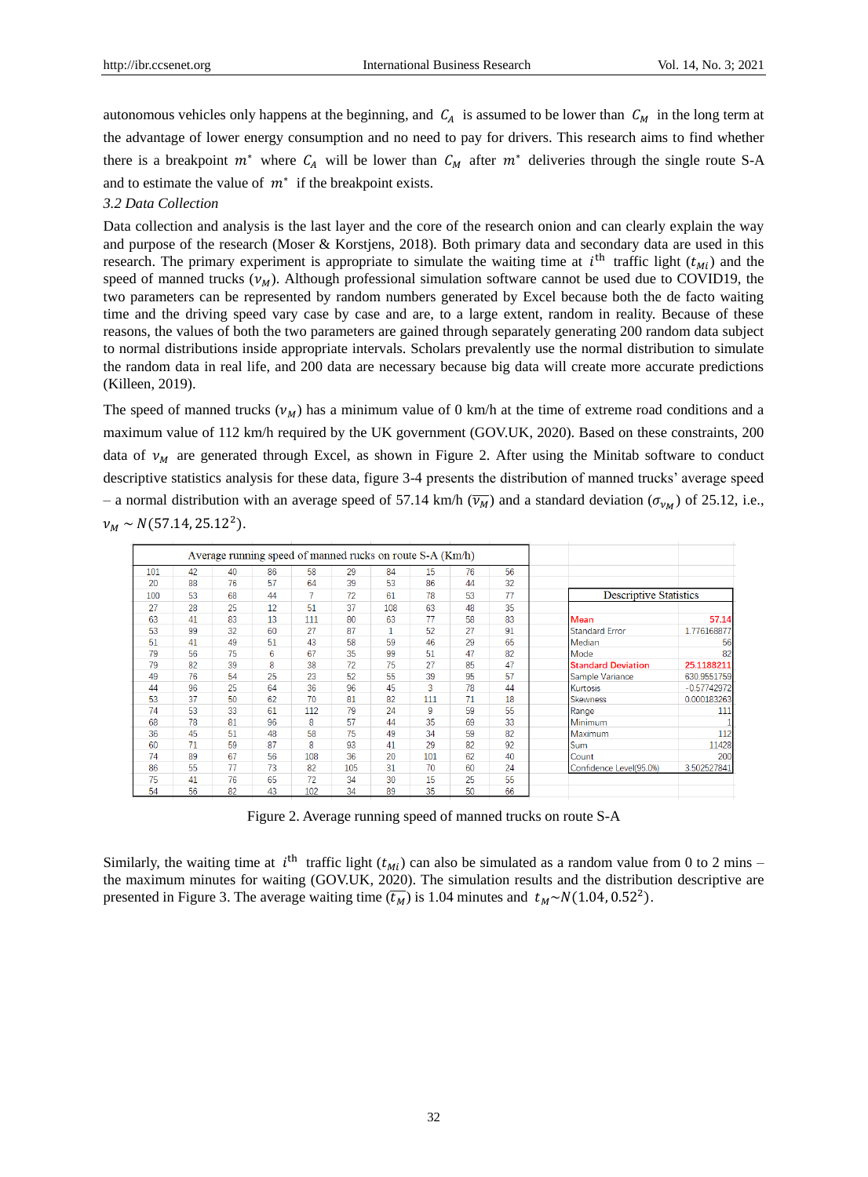autonomous vehicles only happens at the beginning, and $C_A$ is assumed to be lower than $C_M$ in the long term at the advantage of lower energy consumption and no need to pay for drivers. This research aims to find whether there is a breakpoint $m^*$ where $C_A$ will be lower than $C_M$ after $m^*$ deliveries through the single route S-A and to estimate the value of $m^*$ if the breakpoint exists.

### *3.2 Data Collection*

Data collection and analysis is the last layer and the core of the research onion and can clearly explain the way and purpose of the research (Moser & Korstjens, 2018). Both primary data and secondary data are used in this research. The primary experiment is appropriate to simulate the waiting time at $i^{\text{th}}$ traffic light ($t_{Mi}$) and the speed of manned trucks ($v_M$). Although professional simulation software cannot be used due to COVID19, the two parameters can be represented by random numbers generated by Excel because both the de facto waiting time and the driving speed vary case by case and are, to a large extent, random in reality. Because of these reasons, the values of both the two parameters are gained through separately generating 200 random data subject to normal distributions inside appropriate intervals. Scholars prevalently use the normal distribution to simulate the random data in real life, and 200 data are necessary because big data will create more accurate predictions (Killeen, 2019).

The speed of manned trucks ($v_M$) has a minimum value of 0 km/h at the time of extreme road conditions and a maximum value of 112 km/h required by the UK government (GOV.UK, 2020). Based on these constraints, 200 data of $v_M$ are generated through Excel, as shown in Figure 2. After using the Minitab software to conduct descriptive statistics analysis for these data, figure 3-4 presents the distribution of manned trucks' average speed – a normal distribution with an average speed of 57.14 km/h ($\overline{v_M}$) and a standard deviation ($\sigma_{v_M}$) of 25.12, i.e., $v_M \sim N(57.14, 25.12^2)$.

| Average running speed of manned rucks on route S-A (Km/h) | | | | | | | | | |
|---|---|---|---|---|---|---|---|---|---|
| 101 | 42 | 40 | 86 | 58 | 29 | 84 | 15 | 76 | 56 |
| 20 | 88 | 76 | 57 | 64 | 39 | 53 | 86 | 44 | 32 |
| 100 | 53 | 68 | 44 | 7 | 72 | 61 | 78 | 53 | 77 |
| 27 | 28 | 25 | 12 | 51 | 37 | 108 | 63 | 48 | 35 |
| 63 | 41 | 83 | 13 | 111 | 80 | 63 | 77 | 58 | 83 |
| 53 | 99 | 32 | 60 | 27 | 87 | 1 | 52 | 27 | 91 |
| 51 | 41 | 49 | 51 | 43 | 58 | 59 | 46 | 29 | 65 |
| 79 | 56 | 75 | 6 | 67 | 35 | 99 | 51 | 47 | 82 |
| 79 | 82 | 39 | 8 | 38 | 72 | 75 | 27 | 85 | 47 |
| 49 | 76 | 54 | 25 | 23 | 52 | 55 | 39 | 95 | 57 |
| 44 | 96 | 25 | 64 | 36 | 96 | 45 | 3 | 78 | 44 |
| 53 | 37 | 50 | 62 | 70 | 81 | 82 | 111 | 71 | 18 |
| 74 | 53 | 33 | 61 | 112 | 79 | 24 | 9 | 59 | 55 |
| 68 | 78 | 81 | 96 | 8 | 57 | 44 | 35 | 69 | 33 |
| 36 | 45 | 51 | 48 | 58 | 75 | 49 | 34 | 59 | 82 |
| 60 | 71 | 59 | 87 | 8 | 93 | 41 | 29 | 82 | 92 |
| 74 | 89 | 67 | 56 | 108 | 36 | 20 | 101 | 62 | 40 |
| 86 | 55 | 77 | 73 | 82 | 105 | 31 | 70 | 60 | 24 |
| 75 | 41 | 76 | 65 | 72 | 34 | 30 | 15 | 25 | 55 |
| 54 | 56 | 82 | 43 | 102 | 34 | 89 | 35 | 50 | 66 |

| Descriptive Statistics | |
|---|---|
| Mean | 57.14 |
| Standard Error | 1.776168877 |
| Median | 56 |
| Mode | 82 |
| Standard Deviation | 25.1188211 |
| Sample Variance | 630.9551759 |
| Kurtosis | -0.57742972 |
| Skewness | 0.000183263 |
| Range | 111 |
| Minimum | 1 |
| Maximum | 112 |
| Sum | 11428 |
| Count | 200 |
| Confidence Level(95.0%) | 3.502527841 |

Figure 2. Average running speed of manned trucks on route S-A

Similarly, the waiting time at $i^{\text{th}}$ traffic light ($t_{Mi}$) can also be simulated as a random value from 0 to 2 mins – the maximum minutes for waiting (GOV.UK, 2020). The simulation results and the distribution descriptive are presented in Figure 3. The average waiting time ($\overline{t_M}$) is 1.04 minutes and $t_M \sim N(1.04, 0.52^2)$.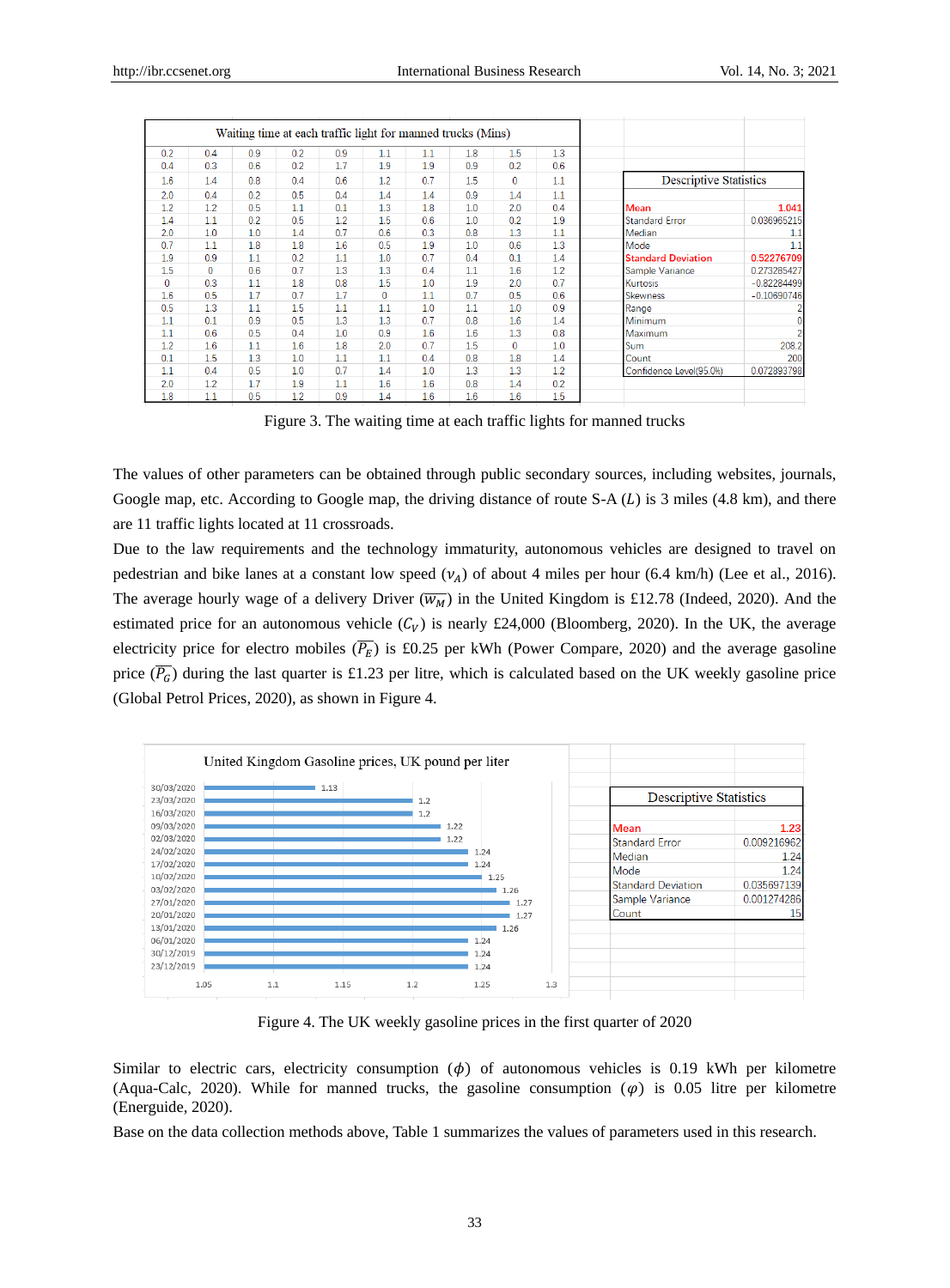| Waiting time at each traffic light for manned trucks (Mins) | | | | | | | | | |
|---|---|---|---|---|---|---|---|---|---|
| 0.2 | 0.4 | 0.9 | 0.2 | 0.9 | 1.1 | 1.1 | 1.8 | 1.5 | 1.3 |
| 0.4 | 0.3 | 0.6 | 0.2 | 1.7 | 1.9 | 1.9 | 0.9 | 0.2 | 0.6 |
| 1.6 | 1.4 | 0.8 | 0.4 | 0.6 | 1.2 | 0.7 | 1.5 | 0 | 1.1 |
| 2.0 | 0.4 | 0.2 | 0.5 | 0.4 | 1.4 | 1.4 | 0.9 | 1.4 | 1.1 |
| 1.2 | 1.2 | 0.5 | 1.1 | 0.1 | 1.3 | 1.8 | 1.0 | 2.0 | 0.4 |
| 1.4 | 1.1 | 0.2 | 0.5 | 1.2 | 1.5 | 0.6 | 1.0 | 0.2 | 1.9 |
| 2.0 | 1.0 | 1.0 | 1.4 | 0.7 | 0.6 | 0.3 | 0.8 | 1.3 | 1.1 |
| 0.7 | 1.1 | 1.8 | 1.8 | 1.6 | 0.5 | 1.9 | 1.0 | 0.6 | 1.3 |
| 1.9 | 0.9 | 1.1 | 0.2 | 1.1 | 1.0 | 0.7 | 0.4 | 0.1 | 1.4 |
| 1.5 | 0 | 0.6 | 0.7 | 1.3 | 1.3 | 0.4 | 1.1 | 1.6 | 1.2 |
| 0 | 0.3 | 1.1 | 1.8 | 0.8 | 1.5 | 1.0 | 1.9 | 2.0 | 0.7 |
| 1.6 | 0.5 | 1.7 | 0.7 | 1.7 | 0 | 1.1 | 0.7 | 0.5 | 0.6 |
| 0.5 | 1.3 | 1.1 | 1.5 | 1.1 | 1.1 | 1.0 | 1.1 | 1.0 | 0.9 |
| 1.1 | 0.1 | 0.9 | 0.5 | 1.3 | 1.3 | 0.7 | 0.8 | 1.6 | 1.4 |
| 1.1 | 0.6 | 0.5 | 0.4 | 1.0 | 0.9 | 1.6 | 1.6 | 1.3 | 0.8 |
| 1.2 | 1.6 | 1.1 | 1.6 | 1.8 | 2.0 | 0.7 | 1.5 | 0 | 1.0 |
| 0.1 | 1.5 | 1.3 | 1.0 | 1.1 | 1.1 | 0.4 | 0.8 | 1.8 | 1.4 |
| 1.1 | 0.4 | 0.5 | 1.0 | 0.7 | 1.4 | 1.0 | 1.3 | 1.3 | 1.2 |
| 2.0 | 1.2 | 1.7 | 1.9 | 1.1 | 1.6 | 1.6 | 0.8 | 1.4 | 0.2 |
| 1.8 | 1.1 | 0.5 | 1.2 | 0.9 | 1.4 | 1.6 | 1.6 | 1.6 | 1.5 |

| Descriptive Statistics | |
|---|---|
| Mean | 1.041 |
| Standard Error | 0.036965215 |
| Median | 1.1 |
| Mode | 1.1 |
| Standard Deviation | 0.52276709 |
| Sample Variance | 0.273285427 |
| Kurtosis | -0.82284499 |
| Skewness | -0.10690746 |
| Range | 2 |
| Minimum | 0 |
| Maximum | 2 |
| Sum | 208.2 |
| Count | 200 |
| Confidence Level(95.0%) | 0.072893798 |

Figure 3. The waiting time at each traffic lights for manned trucks

The values of other parameters can be obtained through public secondary sources, including websites, journals, Google map, etc. According to Google map, the driving distance of route S-A ($L$) is 3 miles (4.8 km), and there are 11 traffic lights located at 11 crossroads.

Due to the law requirements and the technology immaturity, autonomous vehicles are designed to travel on pedestrian and bike lanes at a constant low speed ($v_A$) of about 4 miles per hour (6.4 km/h) (Lee et al., 2016). The average hourly wage of a delivery Driver ($\overline{W_M}$) in the United Kingdom is £12.78 (Indeed, 2020). And the estimated price for an autonomous vehicle ($C_V$) is nearly £24,000 (Bloomberg, 2020). In the UK, the average electricity price for electro mobiles ($\overline{P_E}$) is £0.25 per kWh (Power Compare, 2020) and the average gasoline price ($\overline{P_G}$) during the last quarter is £1.23 per litre, which is calculated based on the UK weekly gasoline price (Global Petrol Prices, 2020), as shown in Figure 4.

United Kingdom Gasoline prices, UK pound per liter

| Date | Price |
|---|---|
| 30/03/2020 | 1.13 |
| 23/03/2020 | 1.2 |
| 16/03/2020 | 1.2 |
| 09/03/2020 | 1.22 |
| 02/03/2020 | 1.22 |
| 24/02/2020 | 1.24 |
| 17/02/2020 | 1.24 |
| 10/02/2020 | 1.25 |
| 03/02/2020 | 1.26 |
| 27/01/2020 | 1.27 |
| 20/01/2020 | 1.27 |
| 13/01/2020 | 1.26 |
| 06/01/2020 | 1.24 |
| 30/12/2019 | 1.24 |
| 23/12/2019 | 1.24 |

| Descriptive Statistics | |
|---|---|
| Mean | 1.23 |
| Standard Error | 0.009216962 |
| Median | 1.24 |
| Mode | 1.24 |
| Standard Deviation | 0.035697139 |
| Sample Variance | 0.001274286 |
| Count | 15 |

Figure 4. The UK weekly gasoline prices in the first quarter of 2020

Similar to electric cars, electricity consumption ($\phi$) of autonomous vehicles is 0.19 kWh per kilometre (Aqua-Calc, 2020). While for manned trucks, the gasoline consumption ($\varphi$) is 0.05 litre per kilometre (Energuide, 2020).

Base on the data collection methods above, Table 1 summarizes the values of parameters used in this research.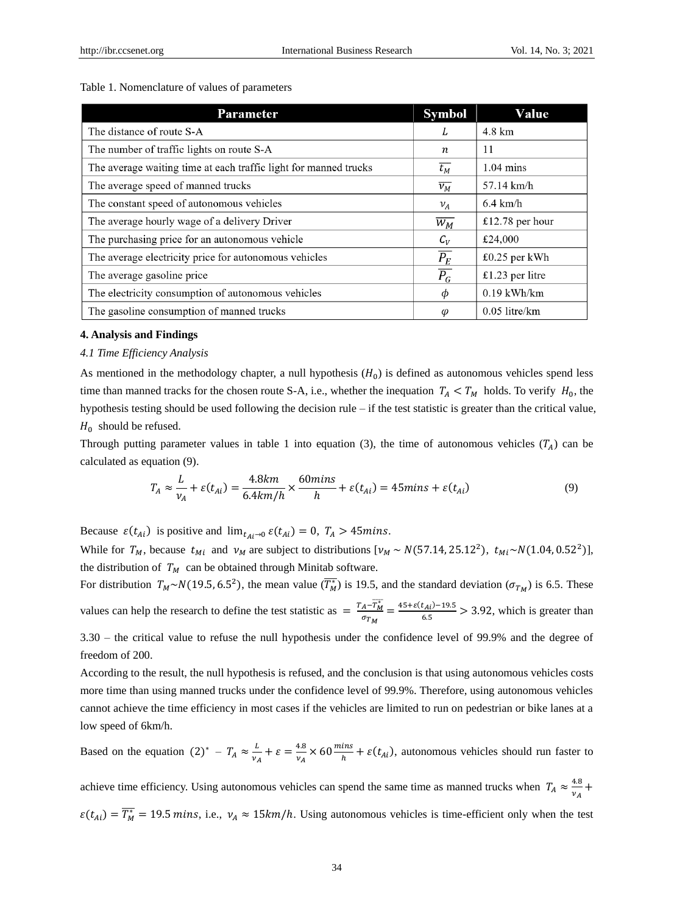Table 1. Nomenclature of values of parameters

| Parameter | Symbol | Value |
|---|---|---|
| The distance of route S-A | $L$ | 4.8 km |
| The number of traffic lights on route S-A | $n$ | 11 |
| The average waiting time at each traffic light for manned trucks | $\overline{t_M}$ | 1.04 mins |
| The average speed of manned trucks | $\overline{v_M}$ | 57.14 km/h |
| The constant speed of autonomous vehicles | $v_A$ | 6.4 km/h |
| The average hourly wage of a delivery Driver | $\overline{W_M}$ | £12.78 per hour |
| The purchasing price for an autonomous vehicle | $C_V$ | £24,000 |
| The average electricity price for autonomous vehicles | $\overline{P_E}$ | £0.25 per kWh |
| The average gasoline price | $\overline{P_G}$ | £1.23 per litre |
| The electricity consumption of autonomous vehicles | $\phi$ | 0.19 kWh/km |
| The gasoline consumption of manned trucks | $\varphi$ | 0.05 litre/km |

**4. Analysis and Findings**

*4.1 Time Efficiency Analysis*

As mentioned in the methodology chapter, a null hypothesis ($H_0$) is defined as autonomous vehicles spend less time than manned tracks for the chosen route S-A, i.e., whether the inequation $T_A < T_M$ holds. To verify $H_0$, the hypothesis testing should be used following the decision rule – if the test statistic is greater than the critical value, $H_0$ should be refused.

Through putting parameter values in table 1 into equation (3), the time of autonomous vehicles ($T_A$) can be calculated as equation (9).

$$T_A \approx \frac{L}{v_A} + \varepsilon(t_{Ai}) = \frac{4.8km}{6.4km/h} \times \frac{60mins}{h} + \varepsilon(t_{Ai}) = 45mins + \varepsilon(t_{Ai}) \tag{9}$$

Because $\varepsilon(t_{Ai})$ is positive and $\lim_{t_{Ai}\to 0} \varepsilon(t_{Ai}) = 0$, $T_A > 45mins$.

While for $T_M$, because $t_{Mi}$ and $v_M$ are subject to distributions [$v_M \sim N(57.14, 25.12^2)$, $t_{Mi} \sim N(1.04, 0.52^2)$], the distribution of $T_M$ can be obtained through Minitab software.

For distribution $T_M \sim N(19.5, 6.5^2)$, the mean value ($\overline{T_M^*}$) is 19.5, and the standard deviation ($\sigma_{T_M}$) is 6.5. These values can help the research to define the test statistic as $= \frac{T_A - \overline{T_M^*}}{\sigma_{T_M}} = \frac{45+\varepsilon(t_{Ai})-19.5}{6.5} > 3.92$, which is greater than 3.30 – the critical value to refuse the null hypothesis under the confidence level of 99.9% and the degree of freedom of 200.

According to the result, the null hypothesis is refused, and the conclusion is that using autonomous vehicles costs more time than using manned trucks under the confidence level of 99.9%. Therefore, using autonomous vehicles cannot achieve the time efficiency in most cases if the vehicles are limited to run on pedestrian or bike lanes at a low speed of 6km/h.

Based on the equation $(2)^*$ – $T_A \approx \frac{L}{v_A} + \varepsilon = \frac{4.8}{v_A} \times 60\frac{mins}{h} + \varepsilon(t_{Ai})$, autonomous vehicles should run faster to achieve time efficiency. Using autonomous vehicles can spend the same time as manned trucks when $T_A \approx \frac{4.8}{v_A} + \varepsilon(t_{Ai}) = \overline{T_M^*} = 19.5\,mins$, i.e., $v_A \approx 15km/h$. Using autonomous vehicles is time-efficient only when the test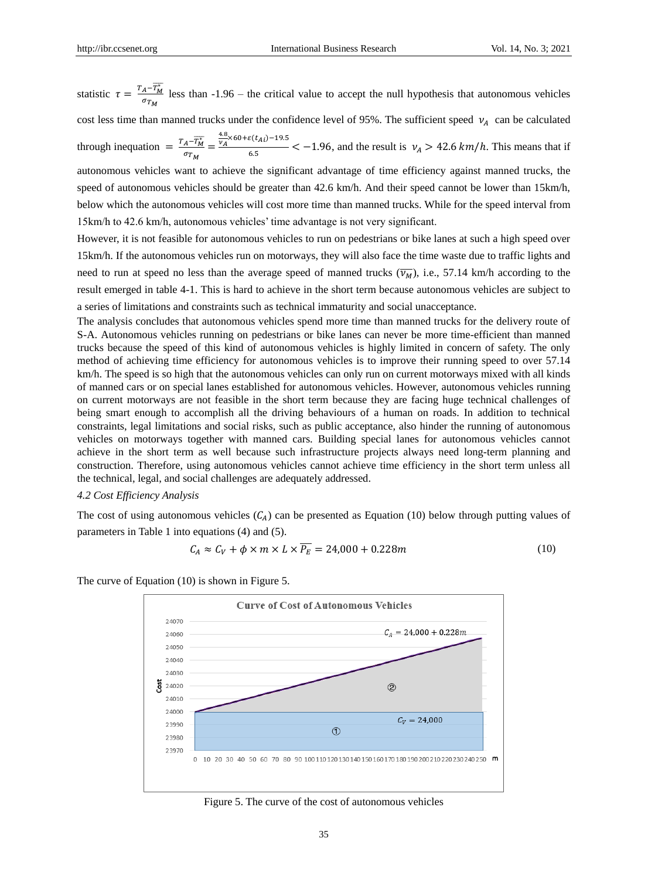statistic $\tau = \frac{T_A - \overline{T_M^*}}{\sigma_{T_M}}$ less than -1.96 – the critical value to accept the null hypothesis that autonomous vehicles cost less time than manned trucks under the confidence level of 95%. The sufficient speed $v_A$ can be calculated through inequation $= \frac{T_A - \overline{T_M^*}}{\sigma_{T_M}} = \frac{\frac{4.8}{v_A} \times 60 + \varepsilon(t_{Ai}) - 19.5}{6.5} < -1.96$, and the result is $v_A > 42.6\ km/h$. This means that if autonomous vehicles want to achieve the significant advantage of time efficiency against manned trucks, the speed of autonomous vehicles should be greater than 42.6 km/h. And their speed cannot be lower than 15km/h, below which the autonomous vehicles will cost more time than manned trucks. While for the speed interval from 15km/h to 42.6 km/h, autonomous vehicles' time advantage is not very significant.

However, it is not feasible for autonomous vehicles to run on pedestrians or bike lanes at such a high speed over 15km/h. If the autonomous vehicles run on motorways, they will also face the time waste due to traffic lights and need to run at speed no less than the average speed of manned trucks ($\overline{v_M}$), i.e., 57.14 km/h according to the result emerged in table 4-1. This is hard to achieve in the short term because autonomous vehicles are subject to a series of limitations and constraints such as technical immaturity and social unacceptance.

The analysis concludes that autonomous vehicles spend more time than manned trucks for the delivery route of S-A. Autonomous vehicles running on pedestrians or bike lanes can never be more time-efficient than manned trucks because the speed of this kind of autonomous vehicles is highly limited in concern of safety. The only method of achieving time efficiency for autonomous vehicles is to improve their running speed to over 57.14 km/h. The speed is so high that the autonomous vehicles can only run on current motorways mixed with all kinds of manned cars or on special lanes established for autonomous vehicles. However, autonomous vehicles running on current motorways are not feasible in the short term because they are facing huge technical challenges of being smart enough to accomplish all the driving behaviours of a human on roads. In addition to technical constraints, legal limitations and social risks, such as public acceptance, also hinder the running of autonomous vehicles on motorways together with manned cars. Building special lanes for autonomous vehicles cannot achieve in the short term as well because such infrastructure projects always need long-term planning and construction. Therefore, using autonomous vehicles cannot achieve time efficiency in the short term unless all the technical, legal, and social challenges are adequately addressed.

*4.2 Cost Efficiency Analysis*

The cost of using autonomous vehicles ($C_A$) can be presented as Equation (10) below through putting values of parameters in Table 1 into equations (4) and (5).

$$C_A \approx C_V + \phi \times m \times L \times \overline{P_E} = 24{,}000 + 0.228m \qquad (10)$$

The curve of Equation (10) is shown in Figure 5.

Figure 5. The curve of the cost of autonomous vehicles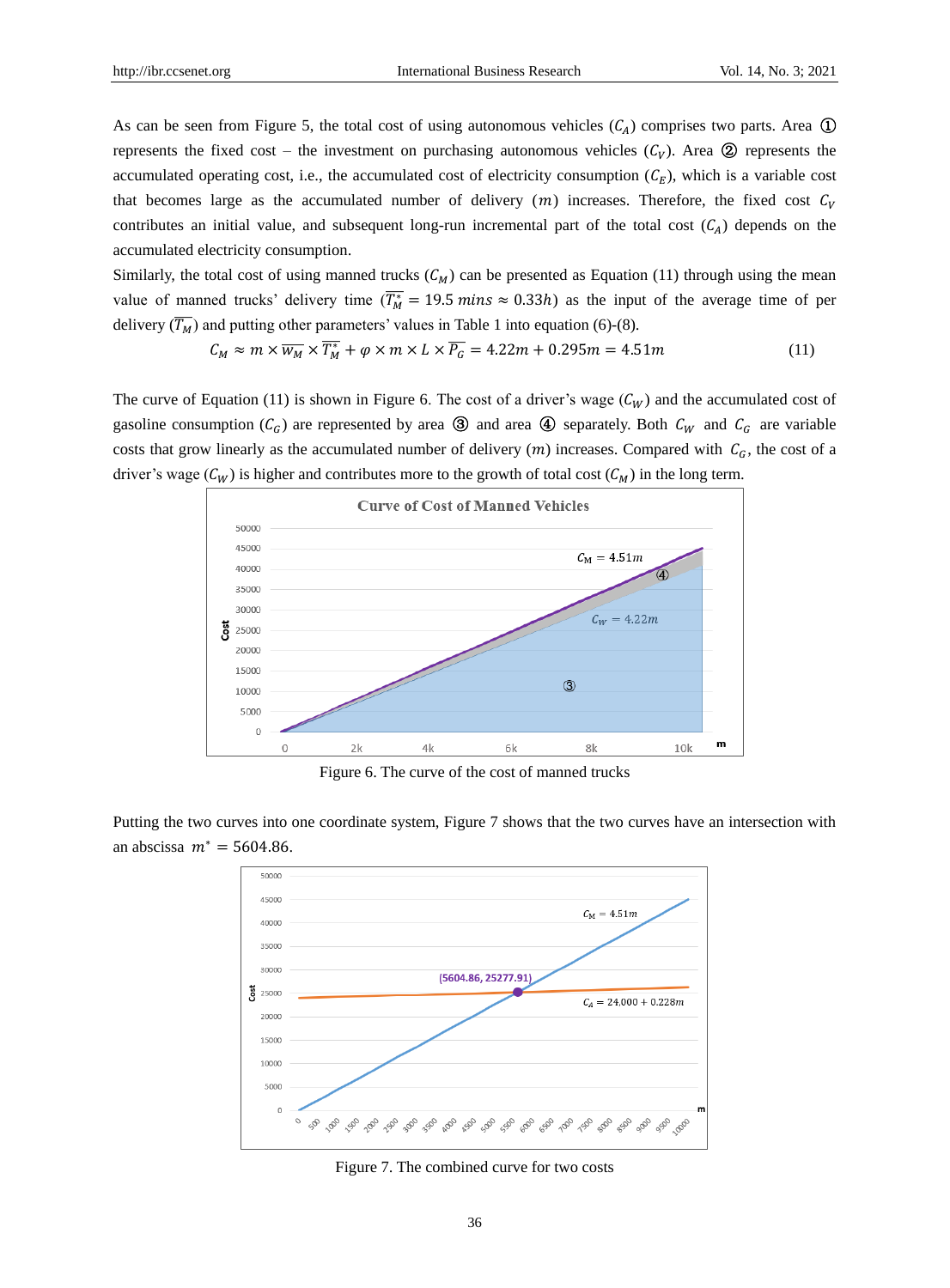As can be seen from Figure 5, the total cost of using autonomous vehicles ($C_A$) comprises two parts. Area ① represents the fixed cost – the investment on purchasing autonomous vehicles ($C_V$). Area ② represents the accumulated operating cost, i.e., the accumulated cost of electricity consumption ($C_E$), which is a variable cost that becomes large as the accumulated number of delivery ($m$) increases. Therefore, the fixed cost $C_V$ contributes an initial value, and subsequent long-run incremental part of the total cost ($C_A$) depends on the accumulated electricity consumption.

Similarly, the total cost of using manned trucks ($C_M$) can be presented as Equation (11) through using the mean value of manned trucks' delivery time ($\overline{T_M^*} = 19.5\ mins \approx 0.33h$) as the input of the average time of per delivery ($\overline{T_M}$) and putting other parameters' values in Table 1 into equation (6)-(8).

$$C_M \approx m \times \overline{w_M} \times \overline{T_M^*} + \varphi \times m \times L \times \overline{P_G} = 4.22m + 0.295m = 4.51m \tag{11}$$

The curve of Equation (11) is shown in Figure 6. The cost of a driver's wage ($C_W$) and the accumulated cost of gasoline consumption ($C_G$) are represented by area ③ and area ④ separately. Both $C_W$ and $C_G$ are variable costs that grow linearly as the accumulated number of delivery ($m$) increases. Compared with $C_G$, the cost of a driver's wage ($C_W$) is higher and contributes more to the growth of total cost ($C_M$) in the long term.

Figure 6. The curve of the cost of manned trucks

Putting the two curves into one coordinate system, Figure 7 shows that the two curves have an intersection with an abscissa $m^* = 5604.86$.

Figure 7. The combined curve for two costs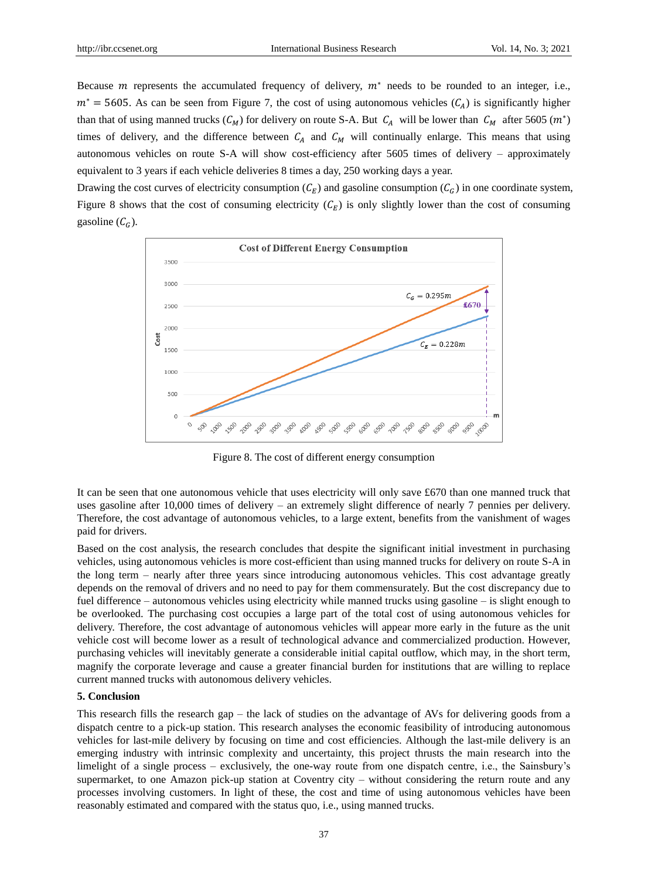Because $m$ represents the accumulated frequency of delivery, $m^*$ needs to be rounded to an integer, i.e., $m^* = 5605$. As can be seen from Figure 7, the cost of using autonomous vehicles ($C_A$) is significantly higher than that of using manned trucks ($C_M$) for delivery on route S-A. But $C_A$ will be lower than $C_M$ after 5605 ($m^*$) times of delivery, and the difference between $C_A$ and $C_M$ will continually enlarge. This means that using autonomous vehicles on route S-A will show cost-efficiency after 5605 times of delivery – approximately equivalent to 3 years if each vehicle deliveries 8 times a day, 250 working days a year.

Drawing the cost curves of electricity consumption ($C_E$) and gasoline consumption ($C_G$) in one coordinate system, Figure 8 shows that the cost of consuming electricity ($C_E$) is only slightly lower than the cost of consuming gasoline ($C_G$).

Figure 8. The cost of different energy consumption

It can be seen that one autonomous vehicle that uses electricity will only save £670 than one manned truck that uses gasoline after 10,000 times of delivery – an extremely slight difference of nearly 7 pennies per delivery. Therefore, the cost advantage of autonomous vehicles, to a large extent, benefits from the vanishment of wages paid for drivers.

Based on the cost analysis, the research concludes that despite the significant initial investment in purchasing vehicles, using autonomous vehicles is more cost-efficient than using manned trucks for delivery on route S-A in the long term – nearly after three years since introducing autonomous vehicles. This cost advantage greatly depends on the removal of drivers and no need to pay for them commensurately. But the cost discrepancy due to fuel difference – autonomous vehicles using electricity while manned trucks using gasoline – is slight enough to be overlooked. The purchasing cost occupies a large part of the total cost of using autonomous vehicles for delivery. Therefore, the cost advantage of autonomous vehicles will appear more early in the future as the unit vehicle cost will become lower as a result of technological advance and commercialized production. However, purchasing vehicles will inevitably generate a considerable initial capital outflow, which may, in the short term, magnify the corporate leverage and cause a greater financial burden for institutions that are willing to replace current manned trucks with autonomous delivery vehicles.

## 5. Conclusion

This research fills the research gap – the lack of studies on the advantage of AVs for delivering goods from a dispatch centre to a pick-up station. This research analyses the economic feasibility of introducing autonomous vehicles for last-mile delivery by focusing on time and cost efficiencies. Although the last-mile delivery is an emerging industry with intrinsic complexity and uncertainty, this project thrusts the main research into the limelight of a single process – exclusively, the one-way route from one dispatch centre, i.e., the Sainsbury's supermarket, to one Amazon pick-up station at Coventry city – without considering the return route and any processes involving customers. In light of these, the cost and time of using autonomous vehicles have been reasonably estimated and compared with the status quo, i.e., using manned trucks.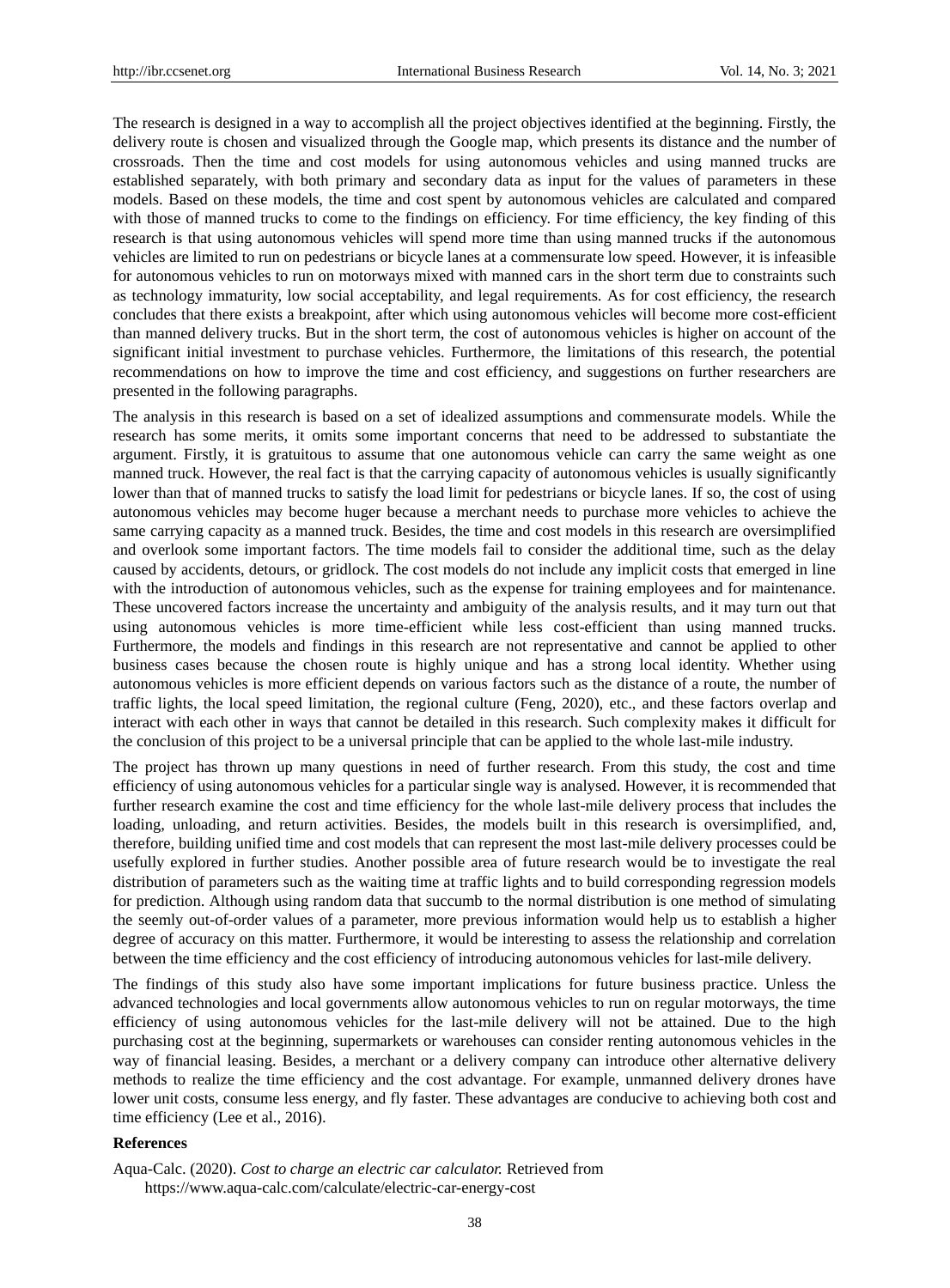The research is designed in a way to accomplish all the project objectives identified at the beginning. Firstly, the delivery route is chosen and visualized through the Google map, which presents its distance and the number of crossroads. Then the time and cost models for using autonomous vehicles and using manned trucks are established separately, with both primary and secondary data as input for the values of parameters in these models. Based on these models, the time and cost spent by autonomous vehicles are calculated and compared with those of manned trucks to come to the findings on efficiency. For time efficiency, the key finding of this research is that using autonomous vehicles will spend more time than using manned trucks if the autonomous vehicles are limited to run on pedestrians or bicycle lanes at a commensurate low speed. However, it is infeasible for autonomous vehicles to run on motorways mixed with manned cars in the short term due to constraints such as technology immaturity, low social acceptability, and legal requirements. As for cost efficiency, the research concludes that there exists a breakpoint, after which using autonomous vehicles will become more cost-efficient than manned delivery trucks. But in the short term, the cost of autonomous vehicles is higher on account of the significant initial investment to purchase vehicles. Furthermore, the limitations of this research, the potential recommendations on how to improve the time and cost efficiency, and suggestions on further researchers are presented in the following paragraphs.

The analysis in this research is based on a set of idealized assumptions and commensurate models. While the research has some merits, it omits some important concerns that need to be addressed to substantiate the argument. Firstly, it is gratuitous to assume that one autonomous vehicle can carry the same weight as one manned truck. However, the real fact is that the carrying capacity of autonomous vehicles is usually significantly lower than that of manned trucks to satisfy the load limit for pedestrians or bicycle lanes. If so, the cost of using autonomous vehicles may become huger because a merchant needs to purchase more vehicles to achieve the same carrying capacity as a manned truck. Besides, the time and cost models in this research are oversimplified and overlook some important factors. The time models fail to consider the additional time, such as the delay caused by accidents, detours, or gridlock. The cost models do not include any implicit costs that emerged in line with the introduction of autonomous vehicles, such as the expense for training employees and for maintenance. These uncovered factors increase the uncertainty and ambiguity of the analysis results, and it may turn out that using autonomous vehicles is more time-efficient while less cost-efficient than using manned trucks. Furthermore, the models and findings in this research are not representative and cannot be applied to other business cases because the chosen route is highly unique and has a strong local identity. Whether using autonomous vehicles is more efficient depends on various factors such as the distance of a route, the number of traffic lights, the local speed limitation, the regional culture (Feng, 2020), etc., and these factors overlap and interact with each other in ways that cannot be detailed in this research. Such complexity makes it difficult for the conclusion of this project to be a universal principle that can be applied to the whole last-mile industry.

The project has thrown up many questions in need of further research. From this study, the cost and time efficiency of using autonomous vehicles for a particular single way is analysed. However, it is recommended that further research examine the cost and time efficiency for the whole last-mile delivery process that includes the loading, unloading, and return activities. Besides, the models built in this research is oversimplified, and, therefore, building unified time and cost models that can represent the most last-mile delivery processes could be usefully explored in further studies. Another possible area of future research would be to investigate the real distribution of parameters such as the waiting time at traffic lights and to build corresponding regression models for prediction. Although using random data that succumb to the normal distribution is one method of simulating the seemly out-of-order values of a parameter, more previous information would help us to establish a higher degree of accuracy on this matter. Furthermore, it would be interesting to assess the relationship and correlation between the time efficiency and the cost efficiency of introducing autonomous vehicles for last-mile delivery.

The findings of this study also have some important implications for future business practice. Unless the advanced technologies and local governments allow autonomous vehicles to run on regular motorways, the time efficiency of using autonomous vehicles for the last-mile delivery will not be attained. Due to the high purchasing cost at the beginning, supermarkets or warehouses can consider renting autonomous vehicles in the way of financial leasing. Besides, a merchant or a delivery company can introduce other alternative delivery methods to realize the time efficiency and the cost advantage. For example, unmanned delivery drones have lower unit costs, consume less energy, and fly faster. These advantages are conducive to achieving both cost and time efficiency (Lee et al., 2016).

**References**

Aqua-Calc. (2020). *Cost to charge an electric car calculator.* Retrieved from https://www.aqua-calc.com/calculate/electric-car-energy-cost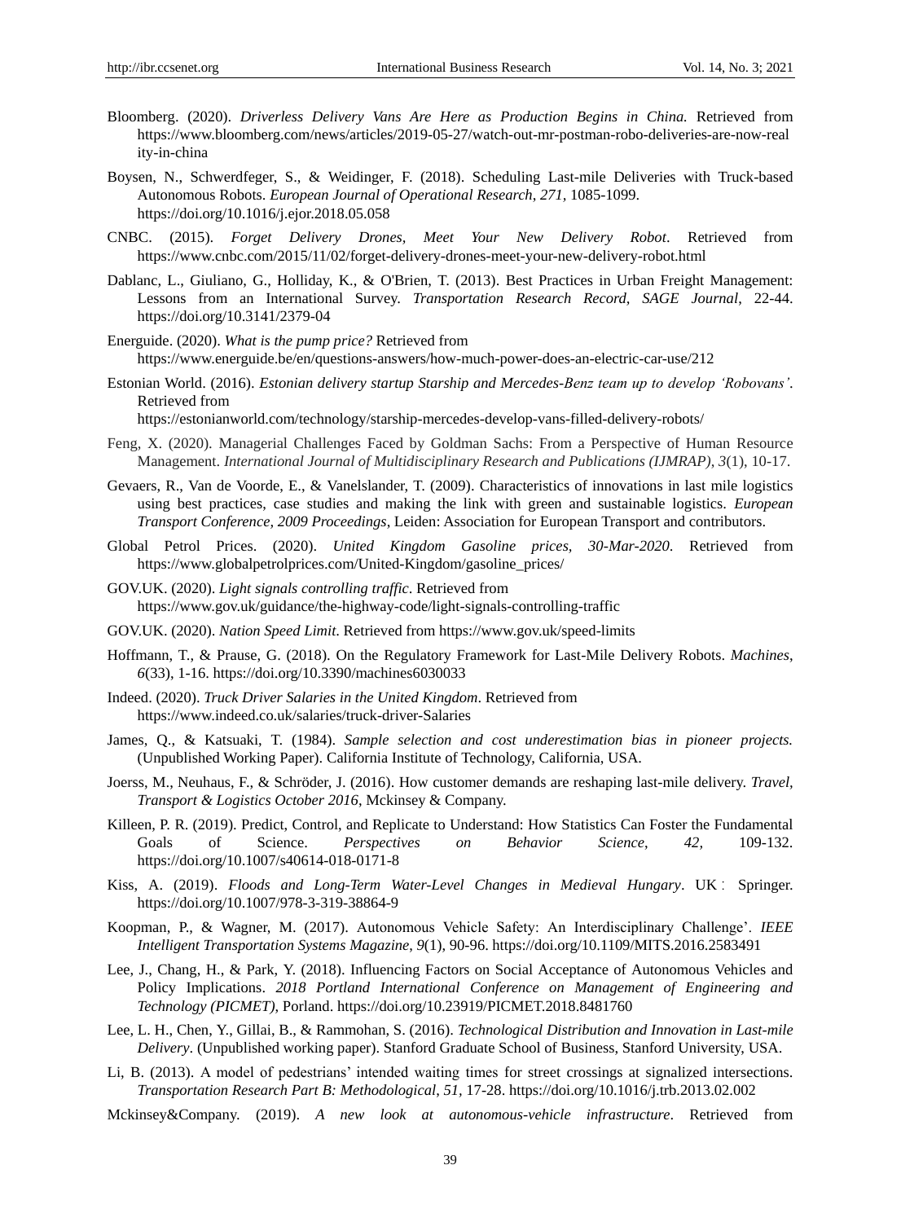Bloomberg. (2020). *Driverless Delivery Vans Are Here as Production Begins in China.* Retrieved from https://www.bloomberg.com/news/articles/2019-05-27/watch-out-mr-postman-robo-deliveries-are-now-reality-in-china

Boysen, N., Schwerdfeger, S., & Weidinger, F. (2018). Scheduling Last-mile Deliveries with Truck-based Autonomous Robots. *European Journal of Operational Research*, *271,* 1085-1099. https://doi.org/10.1016/j.ejor.2018.05.058

CNBC. (2015). *Forget Delivery Drones, Meet Your New Delivery Robot*. Retrieved from https://www.cnbc.com/2015/11/02/forget-delivery-drones-meet-your-new-delivery-robot.html

Dablanc, L., Giuliano, G., Holliday, K., & O'Brien, T. (2013). Best Practices in Urban Freight Management: Lessons from an International Survey. *Transportation Research Record, SAGE Journal*, 22-44. https://doi.org/10.3141/2379-04

Energuide. (2020). *What is the pump price?* Retrieved from https://www.energuide.be/en/questions-answers/how-much-power-does-an-electric-car-use/212

Estonian World. (2016). *Estonian delivery startup Starship and Mercedes-Benz team up to develop 'Robovans'*. Retrieved from https://estonianworld.com/technology/starship-mercedes-develop-vans-filled-delivery-robots/

Feng, X. (2020). Managerial Challenges Faced by Goldman Sachs: From a Perspective of Human Resource Management. *International Journal of Multidisciplinary Research and Publications (IJMRAP)*, *3*(1), 10-17.

Gevaers, R., Van de Voorde, E., & Vanelslander, T. (2009). Characteristics of innovations in last mile logistics using best practices, case studies and making the link with green and sustainable logistics. *European Transport Conference, 2009 Proceedings*, Leiden: Association for European Transport and contributors.

Global Petrol Prices. (2020). *United Kingdom Gasoline prices, 30-Mar-2020*. Retrieved from https://www.globalpetrolprices.com/United-Kingdom/gasoline_prices/

GOV.UK. (2020). *Light signals controlling traffic*. Retrieved from https://www.gov.uk/guidance/the-highway-code/light-signals-controlling-traffic

GOV.UK. (2020). *Nation Speed Limit*. Retrieved from https://www.gov.uk/speed-limits

Hoffmann, T., & Prause, G. (2018). On the Regulatory Framework for Last-Mile Delivery Robots. *Machines*, *6*(33), 1-16. https://doi.org/10.3390/machines6030033

Indeed. (2020). *Truck Driver Salaries in the United Kingdom*. Retrieved from https://www.indeed.co.uk/salaries/truck-driver-Salaries

James, Q., & Katsuaki, T. (1984). *Sample selection and cost underestimation bias in pioneer projects.* (Unpublished Working Paper). California Institute of Technology, California, USA.

Joerss, M., Neuhaus, F., & Schröder, J. (2016). How customer demands are reshaping last-mile delivery. *Travel, Transport & Logistics October 2016*, Mckinsey & Company.

Killeen, P. R. (2019). Predict, Control, and Replicate to Understand: How Statistics Can Foster the Fundamental Goals of Science. *Perspectives on Behavior Science*, *42,* 109-132. https://doi.org/10.1007/s40614-018-0171-8

Kiss, A. (2019). *Floods and Long-Term Water-Level Changes in Medieval Hungary*. UK: Springer. https://doi.org/10.1007/978-3-319-38864-9

Koopman, P., & Wagner, M. (2017). Autonomous Vehicle Safety: An Interdisciplinary Challenge'. *IEEE Intelligent Transportation Systems Magazine, 9*(1), 90-96. https://doi.org/10.1109/MITS.2016.2583491

Lee, J., Chang, H., & Park, Y. (2018). Influencing Factors on Social Acceptance of Autonomous Vehicles and Policy Implications. *2018 Portland International Conference on Management of Engineering and Technology (PICMET)*, Porland. https://doi.org/10.23919/PICMET.2018.8481760

Lee, L. H., Chen, Y., Gillai, B., & Rammohan, S. (2016). *Technological Distribution and Innovation in Last-mile Delivery*. (Unpublished working paper). Stanford Graduate School of Business, Stanford University, USA.

Li, B. (2013). A model of pedestrians' intended waiting times for street crossings at signalized intersections. *Transportation Research Part B: Methodological*, *51,* 17-28. https://doi.org/10.1016/j.trb.2013.02.002

Mckinsey&Company. (2019). *A new look at autonomous-vehicle infrastructure*. Retrieved from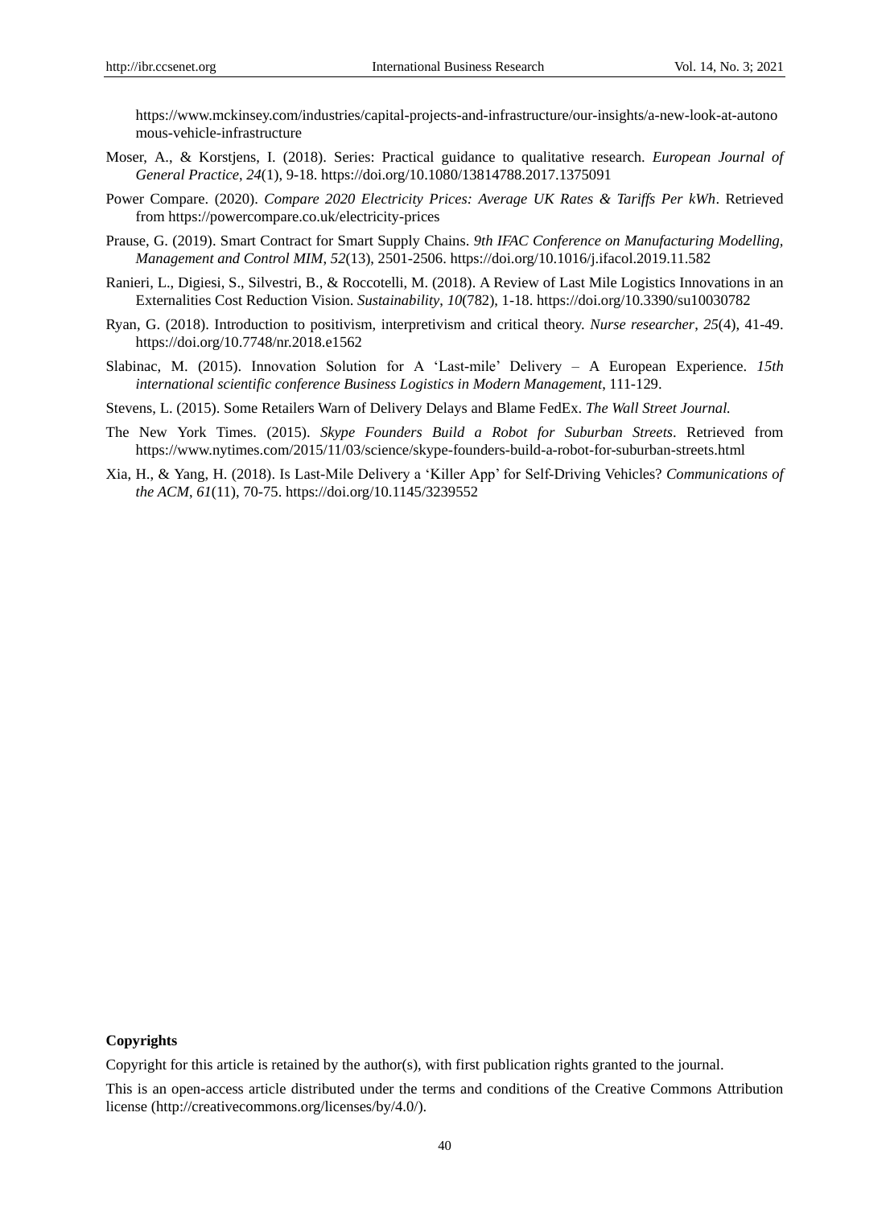https://www.mckinsey.com/industries/capital-projects-and-infrastructure/our-insights/a-new-look-at-autonomous-vehicle-infrastructure

Moser, A., & Korstjens, I. (2018). Series: Practical guidance to qualitative research. *European Journal of General Practice*, *24*(1), 9-18. https://doi.org/10.1080/13814788.2017.1375091

Power Compare. (2020). *Compare 2020 Electricity Prices: Average UK Rates & Tariffs Per kWh*. Retrieved from https://powercompare.co.uk/electricity-prices

Prause, G. (2019). Smart Contract for Smart Supply Chains. *9th IFAC Conference on Manufacturing Modelling, Management and Control MIM*, *52*(13), 2501-2506. https://doi.org/10.1016/j.ifacol.2019.11.582

Ranieri, L., Digiesi, S., Silvestri, B., & Roccotelli, M. (2018). A Review of Last Mile Logistics Innovations in an Externalities Cost Reduction Vision. *Sustainability*, *10*(782), 1-18. https://doi.org/10.3390/su10030782

Ryan, G. (2018). Introduction to positivism, interpretivism and critical theory. *Nurse researcher*, *25*(4), 41-49. https://doi.org/10.7748/nr.2018.e1562

Slabinac, M. (2015). Innovation Solution for A 'Last-mile' Delivery – A European Experience. *15th international scientific conference Business Logistics in Modern Management*, 111-129.

Stevens, L. (2015). Some Retailers Warn of Delivery Delays and Blame FedEx. *The Wall Street Journal.*

The New York Times. (2015). *Skype Founders Build a Robot for Suburban Streets*. Retrieved from https://www.nytimes.com/2015/11/03/science/skype-founders-build-a-robot-for-suburban-streets.html

Xia, H., & Yang, H. (2018). Is Last-Mile Delivery a 'Killer App' for Self-Driving Vehicles? *Communications of the ACM*, *61*(11), 70-75. https://doi.org/10.1145/3239552

**Copyrights**

Copyright for this article is retained by the author(s), with first publication rights granted to the journal.

This is an open-access article distributed under the terms and conditions of the Creative Commons Attribution license (http://creativecommons.org/licenses/by/4.0/).